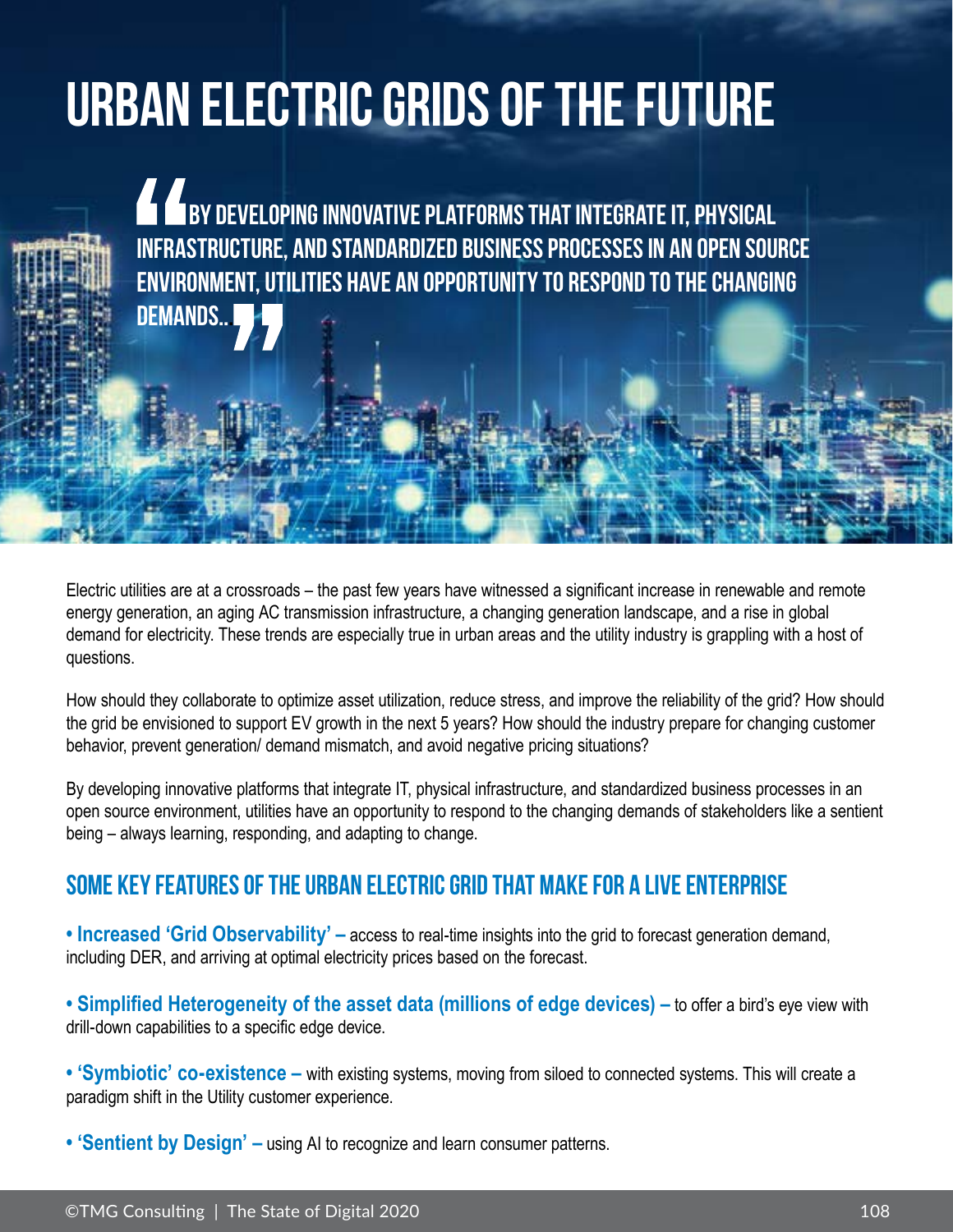# URBAN ELECTRIC GRIDS OF THE FUTURE

> "BY DEVELOPING INNOVATIVE PLATFORMS THAT INTEGRATE IT, PHYSICAL INFRASTRUCTURE, AND STANDARDIZED BUSINESS PROCESSES IN AN OPEN SOURCE ENVIRONMENT, UTILITIES HAVE AN OPPORTUNITY TO RESPOND TO THE CHANGING DEMANDS.."

Electric utilities are at a crossroads – the past few years have witnessed a significant increase in renewable and remote energy generation, an aging AC transmission infrastructure, a changing generation landscape, and a rise in global demand for electricity. These trends are especially true in urban areas and the utility industry is grappling with a host of questions.

How should they collaborate to optimize asset utilization, reduce stress, and improve the reliability of the grid? How should the grid be envisioned to support EV growth in the next 5 years? How should the industry prepare for changing customer behavior, prevent generation/ demand mismatch, and avoid negative pricing situations?

By developing innovative platforms that integrate IT, physical infrastructure, and standardized business processes in an open source environment, utilities have an opportunity to respond to the changing demands of stakeholders like a sentient being – always learning, responding, and adapting to change.

## SOME KEY FEATURES OF THE URBAN ELECTRIC GRID THAT MAKE FOR A LIVE ENTERPRISE

- **Increased 'Grid Observability' –** access to real-time insights into the grid to forecast generation demand, including DER, and arriving at optimal electricity prices based on the forecast.
- **Simplified Heterogeneity of the asset data (millions of edge devices) –** to offer a bird's eye view with drill-down capabilities to a specific edge device.
- **'Symbiotic' co-existence –** with existing systems, moving from siloed to connected systems. This will create a paradigm shift in the Utility customer experience.
- **'Sentient by Design' –** using AI to recognize and learn consumer patterns.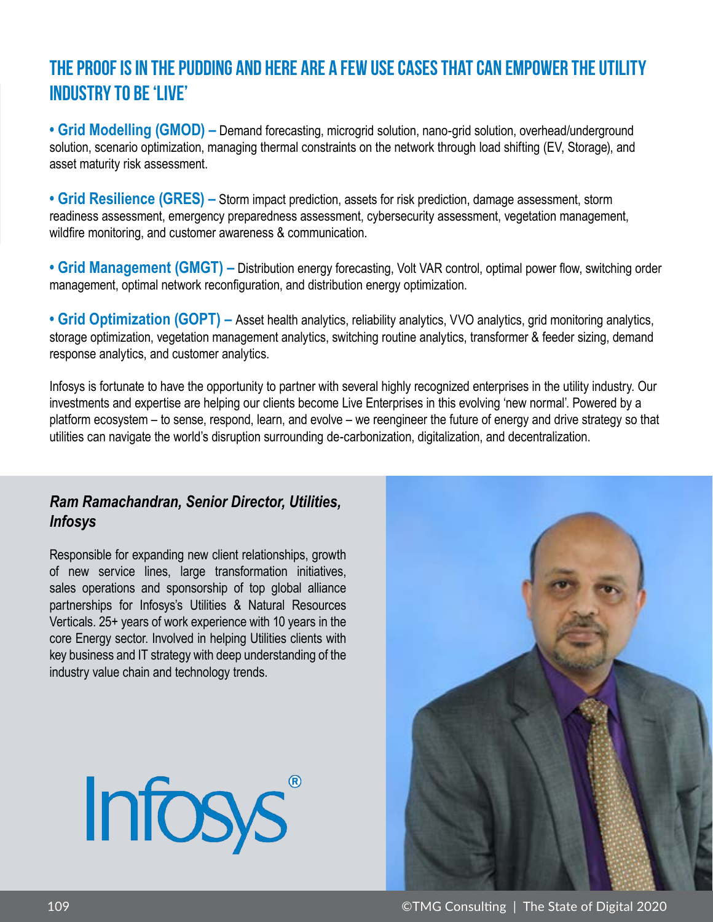## THE PROOF IS IN THE PUDDING AND HERE ARE A FEW USE CASES THAT CAN EMPOWER THE UTILITY INDUSTRY TO BE 'LIVE'

- **Grid Modelling (GMOD) –** Demand forecasting, microgrid solution, nano-grid solution, overhead/underground solution, scenario optimization, managing thermal constraints on the network through load shifting (EV, Storage), and asset maturity risk assessment.

- **Grid Resilience (GRES) –** Storm impact prediction, assets for risk prediction, damage assessment, storm readiness assessment, emergency preparedness assessment, cybersecurity assessment, vegetation management, wildfire monitoring, and customer awareness & communication.

- **Grid Management (GMGT) –** Distribution energy forecasting, Volt VAR control, optimal power flow, switching order management, optimal network reconfiguration, and distribution energy optimization.

- **Grid Optimization (GOPT) –** Asset health analytics, reliability analytics, VVO analytics, grid monitoring analytics, storage optimization, vegetation management analytics, switching routine analytics, transformer & feeder sizing, demand response analytics, and customer analytics.

Infosys is fortunate to have the opportunity to partner with several highly recognized enterprises in the utility industry. Our investments and expertise are helping our clients become Live Enterprises in this evolving 'new normal'. Powered by a platform ecosystem – to sense, respond, learn, and evolve – we reengineer the future of energy and drive strategy so that utilities can navigate the world's disruption surrounding de-carbonization, digitalization, and decentralization.

***Ram Ramachandran, Senior Director, Utilities, Infosys***

Responsible for expanding new client relationships, growth of new service lines, large transformation initiatives, sales operations and sponsorship of top global alliance partnerships for Infosys's Utilities & Natural Resources Verticals. 25+ years of work experience with 10 years in the core Energy sector. Involved in helping Utilities clients with key business and IT strategy with deep understanding of the industry value chain and technology trends.

Infosys®